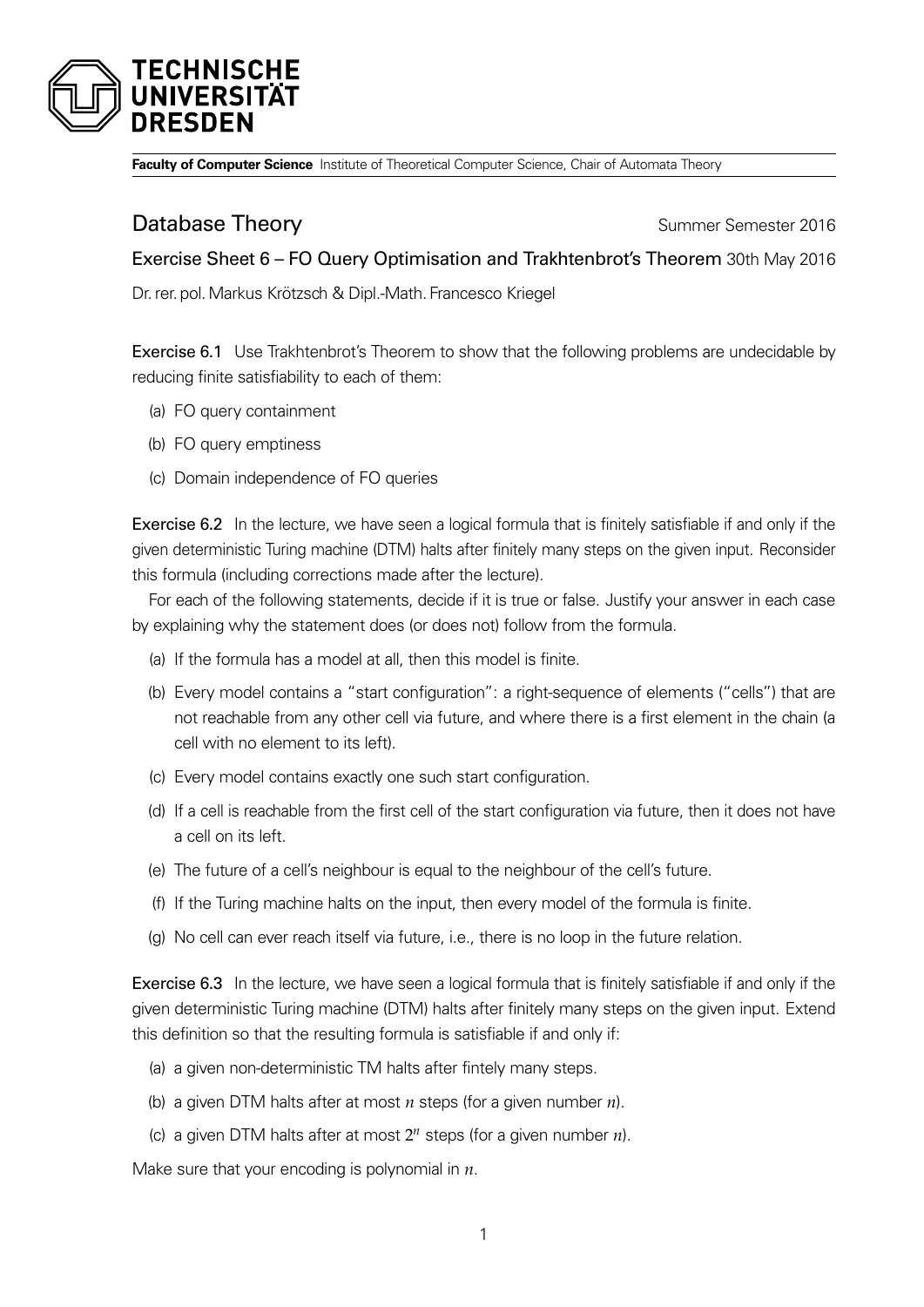**Faculty of Computer Science** Institute of Theoretical Computer Science, Chair of Automata Theory

# Database Theory

Summer Semester 2016

## Exercise Sheet 6 – FO Query Optimisation and Trakhtenbrot's Theorem

30th May 2016

Dr. rer. pol. Markus Krötzsch & Dipl.-Math. Francesco Kriegel

**Exercise 6.1** Use Trakhtenbrot's Theorem to show that the following problems are undecidable by reducing finite satisfiability to each of them:

(a) FO query containment

(b) FO query emptiness

(c) Domain independence of FO queries

**Exercise 6.2** In the lecture, we have seen a logical formula that is finitely satisfiable if and only if the given deterministic Turing machine (DTM) halts after finitely many steps on the given input. Reconsider this formula (including corrections made after the lecture).

For each of the following statements, decide if it is true or false. Justify your answer in each case by explaining why the statement does (or does not) follow from the formula.

(a) If the formula has a model at all, then this model is finite.

(b) Every model contains a "start configuration": a right-sequence of elements ("cells") that are not reachable from any other cell via future, and where there is a first element in the chain (a cell with no element to its left).

(c) Every model contains exactly one such start configuration.

(d) If a cell is reachable from the first cell of the start configuration via future, then it does not have a cell on its left.

(e) The future of a cell's neighbour is equal to the neighbour of the cell's future.

(f) If the Turing machine halts on the input, then every model of the formula is finite.

(g) No cell can ever reach itself via future, i.e., there is no loop in the future relation.

**Exercise 6.3** In the lecture, we have seen a logical formula that is finitely satisfiable if and only if the given deterministic Turing machine (DTM) halts after finitely many steps on the given input. Extend this definition so that the resulting formula is satisfiable if and only if:

(a) a given non-deterministic TM halts after fintely many steps.

(b) a given DTM halts after at most $n$ steps (for a given number $n$).

(c) a given DTM halts after at most $2^n$ steps (for a given number $n$).

Make sure that your encoding is polynomial in $n$.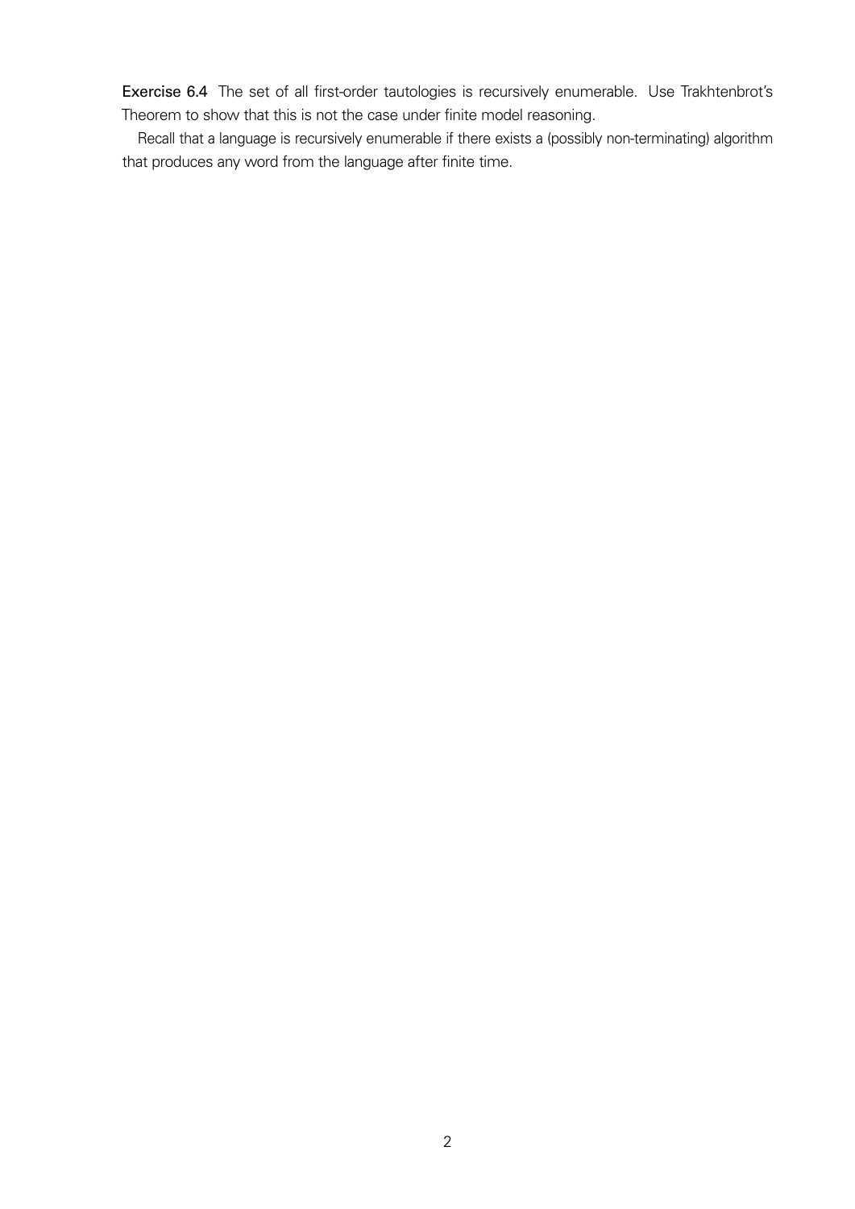**Exercise 6.4** The set of all first-order tautologies is recursively enumerable. Use Trakhtenbrot's Theorem to show that this is not the case under finite model reasoning.

Recall that a language is recursively enumerable if there exists a (possibly non-terminating) algorithm that produces any word from the language after finite time.